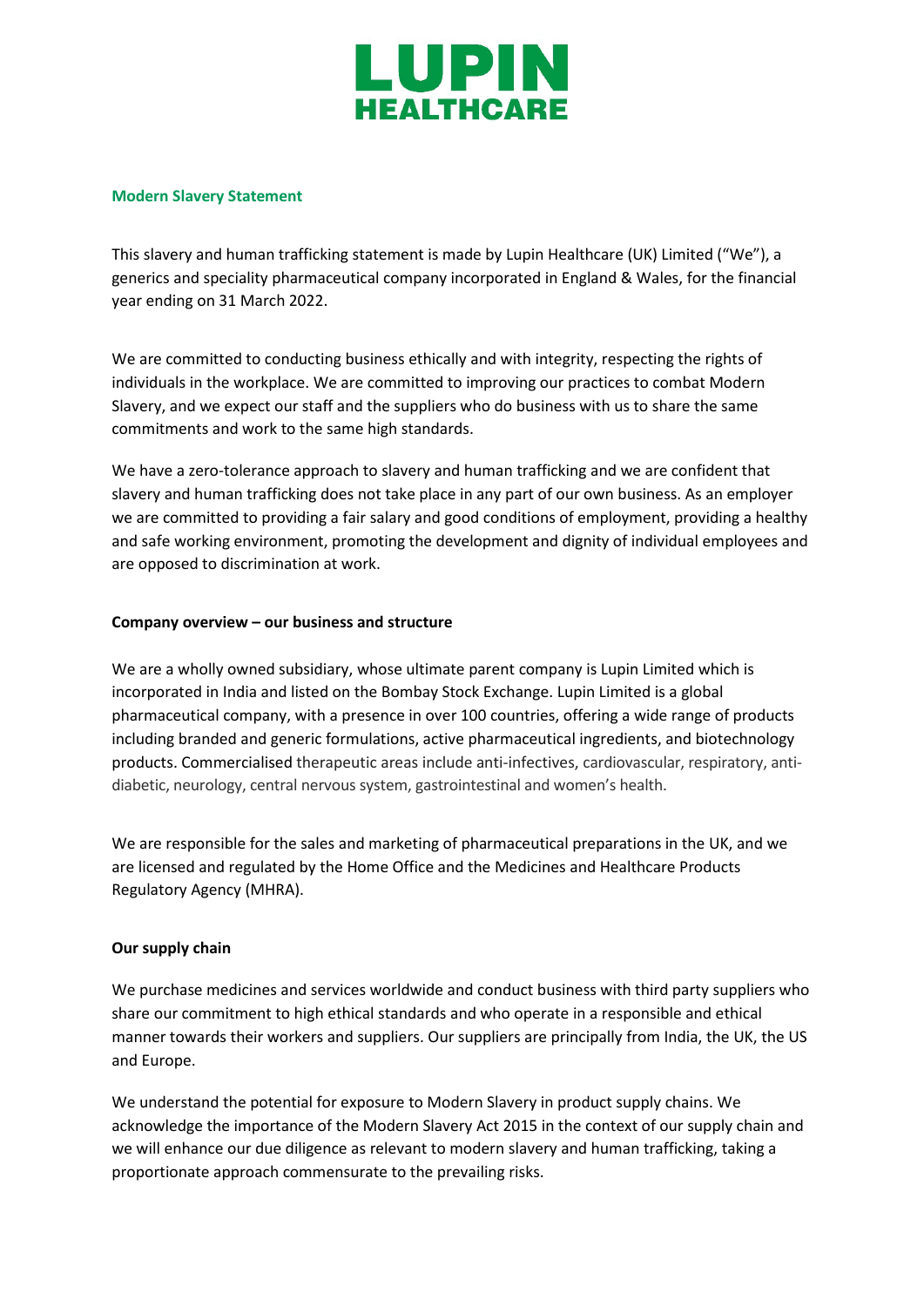# LUPIN HEALTHCARE

## Modern Slavery Statement

This slavery and human trafficking statement is made by Lupin Healthcare (UK) Limited ("We"), a generics and speciality pharmaceutical company incorporated in England & Wales, for the financial year ending on 31 March 2022.

We are committed to conducting business ethically and with integrity, respecting the rights of individuals in the workplace. We are committed to improving our practices to combat Modern Slavery, and we expect our staff and the suppliers who do business with us to share the same commitments and work to the same high standards.

We have a zero-tolerance approach to slavery and human trafficking and we are confident that slavery and human trafficking does not take place in any part of our own business. As an employer we are committed to providing a fair salary and good conditions of employment, providing a healthy and safe working environment, promoting the development and dignity of individual employees and are opposed to discrimination at work.

**Company overview – our business and structure**

We are a wholly owned subsidiary, whose ultimate parent company is Lupin Limited which is incorporated in India and listed on the Bombay Stock Exchange. Lupin Limited is a global pharmaceutical company, with a presence in over 100 countries, offering a wide range of products including branded and generic formulations, active pharmaceutical ingredients, and biotechnology products. Commercialised therapeutic areas include anti-infectives, cardiovascular, respiratory, anti-diabetic, neurology, central nervous system, gastrointestinal and women's health.

We are responsible for the sales and marketing of pharmaceutical preparations in the UK, and we are licensed and regulated by the Home Office and the Medicines and Healthcare Products Regulatory Agency (MHRA).

**Our supply chain**

We purchase medicines and services worldwide and conduct business with third party suppliers who share our commitment to high ethical standards and who operate in a responsible and ethical manner towards their workers and suppliers. Our suppliers are principally from India, the UK, the US and Europe.

We understand the potential for exposure to Modern Slavery in product supply chains. We acknowledge the importance of the Modern Slavery Act 2015 in the context of our supply chain and we will enhance our due diligence as relevant to modern slavery and human trafficking, taking a proportionate approach commensurate to the prevailing risks.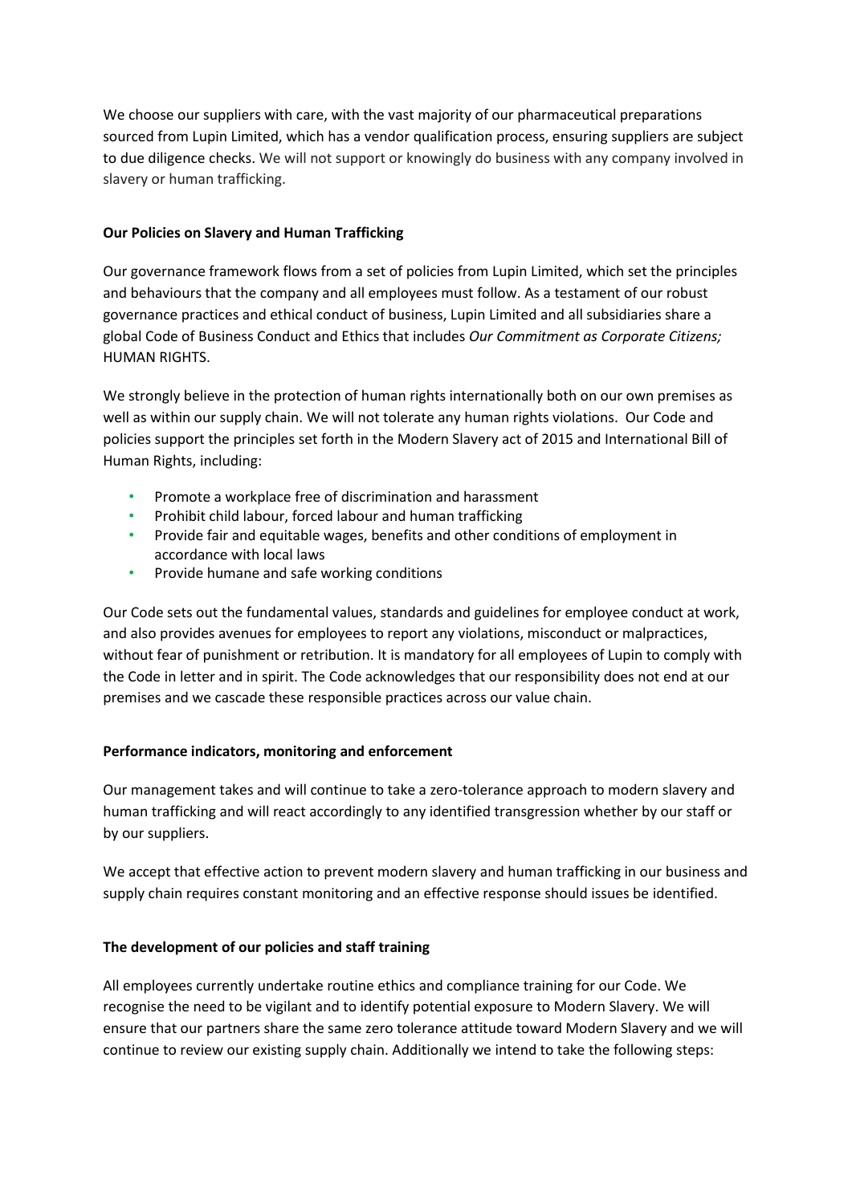We choose our suppliers with care, with the vast majority of our pharmaceutical preparations sourced from Lupin Limited, which has a vendor qualification process, ensuring suppliers are subject to due diligence checks. We will not support or knowingly do business with any company involved in slavery or human trafficking.

**Our Policies on Slavery and Human Trafficking**

Our governance framework flows from a set of policies from Lupin Limited, which set the principles and behaviours that the company and all employees must follow. As a testament of our robust governance practices and ethical conduct of business, Lupin Limited and all subsidiaries share a global Code of Business Conduct and Ethics that includes *Our Commitment as Corporate Citizens;* HUMAN RIGHTS.

We strongly believe in the protection of human rights internationally both on our own premises as well as within our supply chain. We will not tolerate any human rights violations. Our Code and policies support the principles set forth in the Modern Slavery act of 2015 and International Bill of Human Rights, including:

- Promote a workplace free of discrimination and harassment
- Prohibit child labour, forced labour and human trafficking
- Provide fair and equitable wages, benefits and other conditions of employment in accordance with local laws
- Provide humane and safe working conditions

Our Code sets out the fundamental values, standards and guidelines for employee conduct at work, and also provides avenues for employees to report any violations, misconduct or malpractices, without fear of punishment or retribution. It is mandatory for all employees of Lupin to comply with the Code in letter and in spirit. The Code acknowledges that our responsibility does not end at our premises and we cascade these responsible practices across our value chain.

**Performance indicators, monitoring and enforcement**

Our management takes and will continue to take a zero-tolerance approach to modern slavery and human trafficking and will react accordingly to any identified transgression whether by our staff or by our suppliers.

We accept that effective action to prevent modern slavery and human trafficking in our business and supply chain requires constant monitoring and an effective response should issues be identified.

**The development of our policies and staff training**

All employees currently undertake routine ethics and compliance training for our Code. We recognise the need to be vigilant and to identify potential exposure to Modern Slavery. We will ensure that our partners share the same zero tolerance attitude toward Modern Slavery and we will continue to review our existing supply chain. Additionally we intend to take the following steps: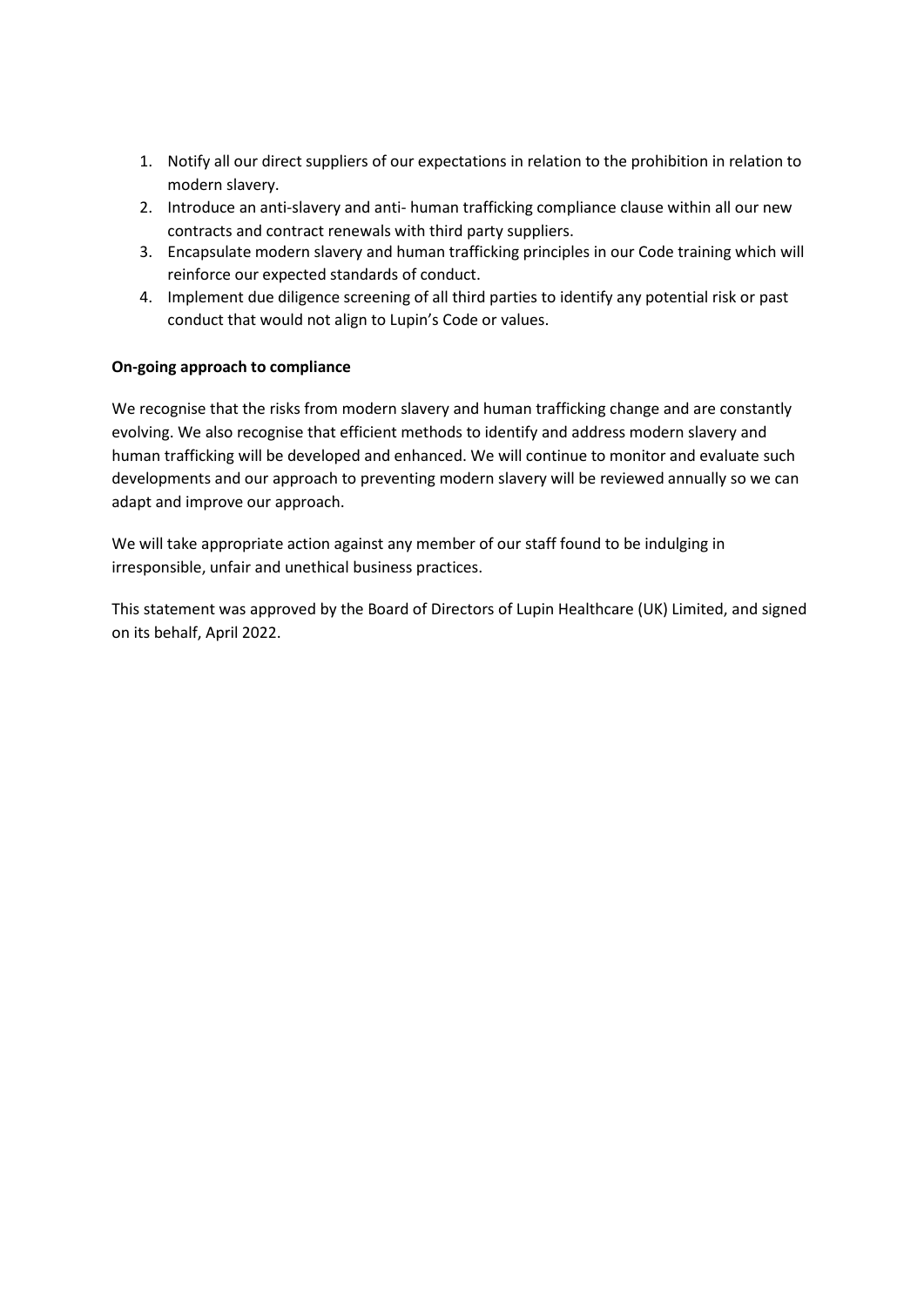1. Notify all our direct suppliers of our expectations in relation to the prohibition in relation to modern slavery.
2. Introduce an anti-slavery and anti- human trafficking compliance clause within all our new contracts and contract renewals with third party suppliers.
3. Encapsulate modern slavery and human trafficking principles in our Code training which will reinforce our expected standards of conduct.
4. Implement due diligence screening of all third parties to identify any potential risk or past conduct that would not align to Lupin's Code or values.

**On-going approach to compliance**

We recognise that the risks from modern slavery and human trafficking change and are constantly evolving. We also recognise that efficient methods to identify and address modern slavery and human trafficking will be developed and enhanced. We will continue to monitor and evaluate such developments and our approach to preventing modern slavery will be reviewed annually so we can adapt and improve our approach.

We will take appropriate action against any member of our staff found to be indulging in irresponsible, unfair and unethical business practices.

This statement was approved by the Board of Directors of Lupin Healthcare (UK) Limited, and signed on its behalf, April 2022.